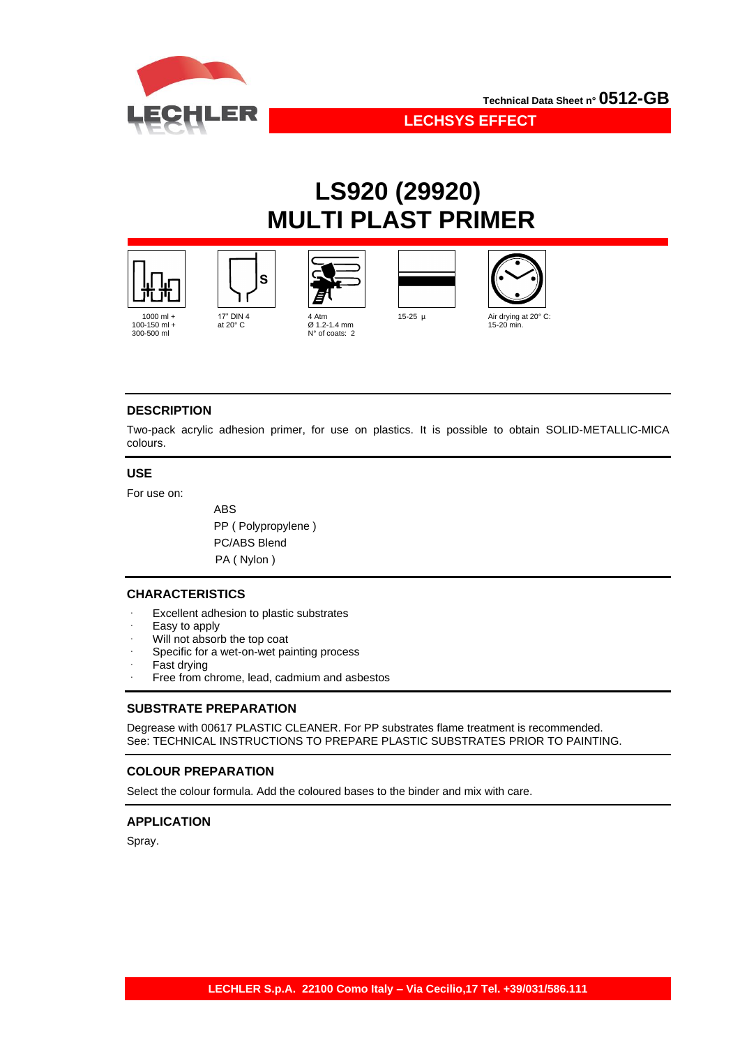Technical Data Sheet n° **0512-GB**

**LECHSYS EFFECT**

# LS920 (29920)
# MULTI PLAST PRIMER

| 1000 ml + 100-150 ml + 300-500 ml | 17" DIN 4 at 20° C | 4 Atm Ø 1.2-1.4 mm N° of coats: 2 | 15-25 µ | Air drying at 20° C: 15-20 min. |
|---|---|---|---|---|

## DESCRIPTION

Two-pack acrylic adhesion primer, for use on plastics. It is possible to obtain SOLID-METALLIC-MICA colours.

## USE

For use on:

- ABS
- PP ( Polypropylene )
- PC/ABS Blend
- PA ( Nylon )

## CHARACTERISTICS

- Excellent adhesion to plastic substrates
- Easy to apply
- Will not absorb the top coat
- Specific for a wet-on-wet painting process
- Fast drying
- Free from chrome, lead, cadmium and asbestos

## SUBSTRATE PREPARATION

Degrease with 00617 PLASTIC CLEANER. For PP substrates flame treatment is recommended.
See: TECHNICAL INSTRUCTIONS TO PREPARE PLASTIC SUBSTRATES PRIOR TO PAINTING.

## COLOUR PREPARATION

Select the colour formula. Add the coloured bases to the binder and mix with care.

## APPLICATION

Spray.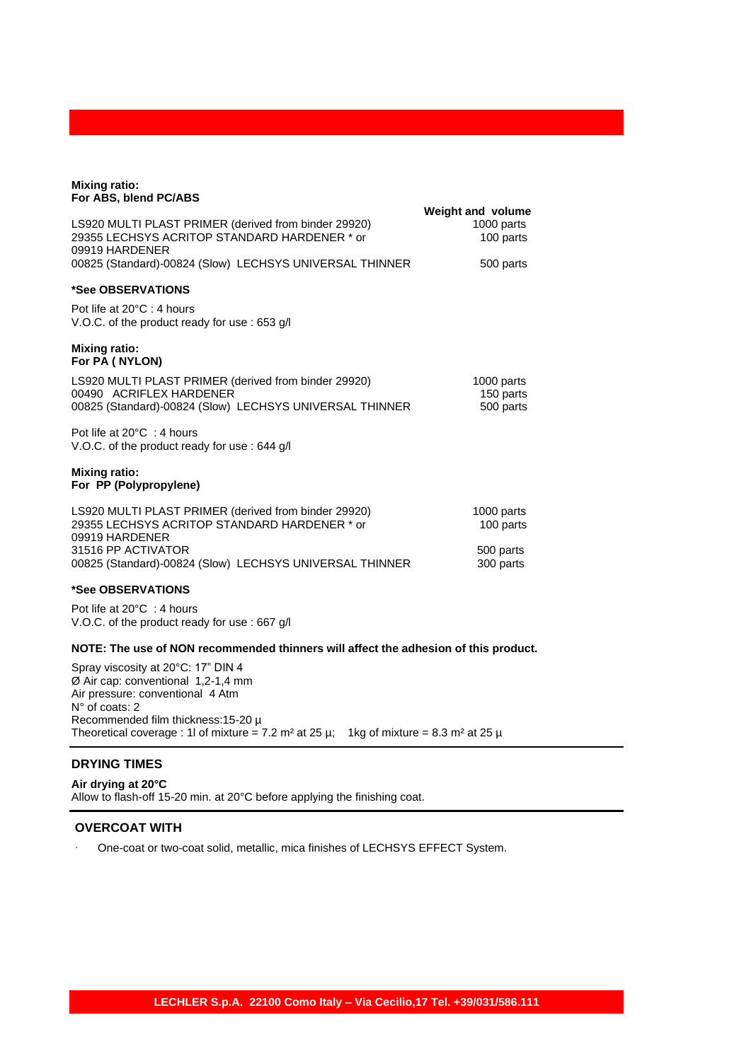**Mixing ratio:**
**For ABS, blend PC/ABS**

| | Weight and volume |
|---|---|
| LS920 MULTI PLAST PRIMER (derived from binder 29920) | 1000 parts |
| 29355 LECHSYS ACRITOP STANDARD HARDENER * or 09919 HARDENER | 100 parts |
| 00825 (Standard)-00824 (Slow) LECHSYS UNIVERSAL THINNER | 500 parts |

**\*See OBSERVATIONS**

Pot life at 20°C : 4 hours
V.O.C. of the product ready for use : 653 g/l

**Mixing ratio:**
**For PA ( NYLON)**

| | |
|---|---|
| LS920 MULTI PLAST PRIMER (derived from binder 29920) | 1000 parts |
| 00490 ACRIFLEX HARDENER | 150 parts |
| 00825 (Standard)-00824 (Slow) LECHSYS UNIVERSAL THINNER | 500 parts |

Pot life at 20°C : 4 hours
V.O.C. of the product ready for use : 644 g/l

**Mixing ratio:**
**For PP (Polypropylene)**

| | |
|---|---|
| LS920 MULTI PLAST PRIMER (derived from binder 29920) | 1000 parts |
| 29355 LECHSYS ACRITOP STANDARD HARDENER * or 09919 HARDENER | 100 parts |
| 31516 PP ACTIVATOR | 500 parts |
| 00825 (Standard)-00824 (Slow) LECHSYS UNIVERSAL THINNER | 300 parts |

**\*See OBSERVATIONS**

Pot life at 20°C : 4 hours
V.O.C. of the product ready for use : 667 g/l

**NOTE: The use of NON recommended thinners will affect the adhesion of this product.**

Spray viscosity at 20°C: 17" DIN 4
Ø Air cap: conventional 1,2-1,4 mm
Air pressure: conventional 4 Atm
N° of coats: 2
Recommended film thickness:15-20 µ
Theoretical coverage : 1l of mixture = 7.2 m² at 25 µ; 1kg of mixture = 8.3 m² at 25 µ

## DRYING TIMES

**Air drying at 20°C**
Allow to flash-off 15-20 min. at 20°C before applying the finishing coat.

## OVERCOAT WITH

- One-coat or two-coat solid, metallic, mica finishes of LECHSYS EFFECT System.

LECHLER S.p.A. 22100 Como Italy – Via Cecilio,17 Tel. +39/031/586.111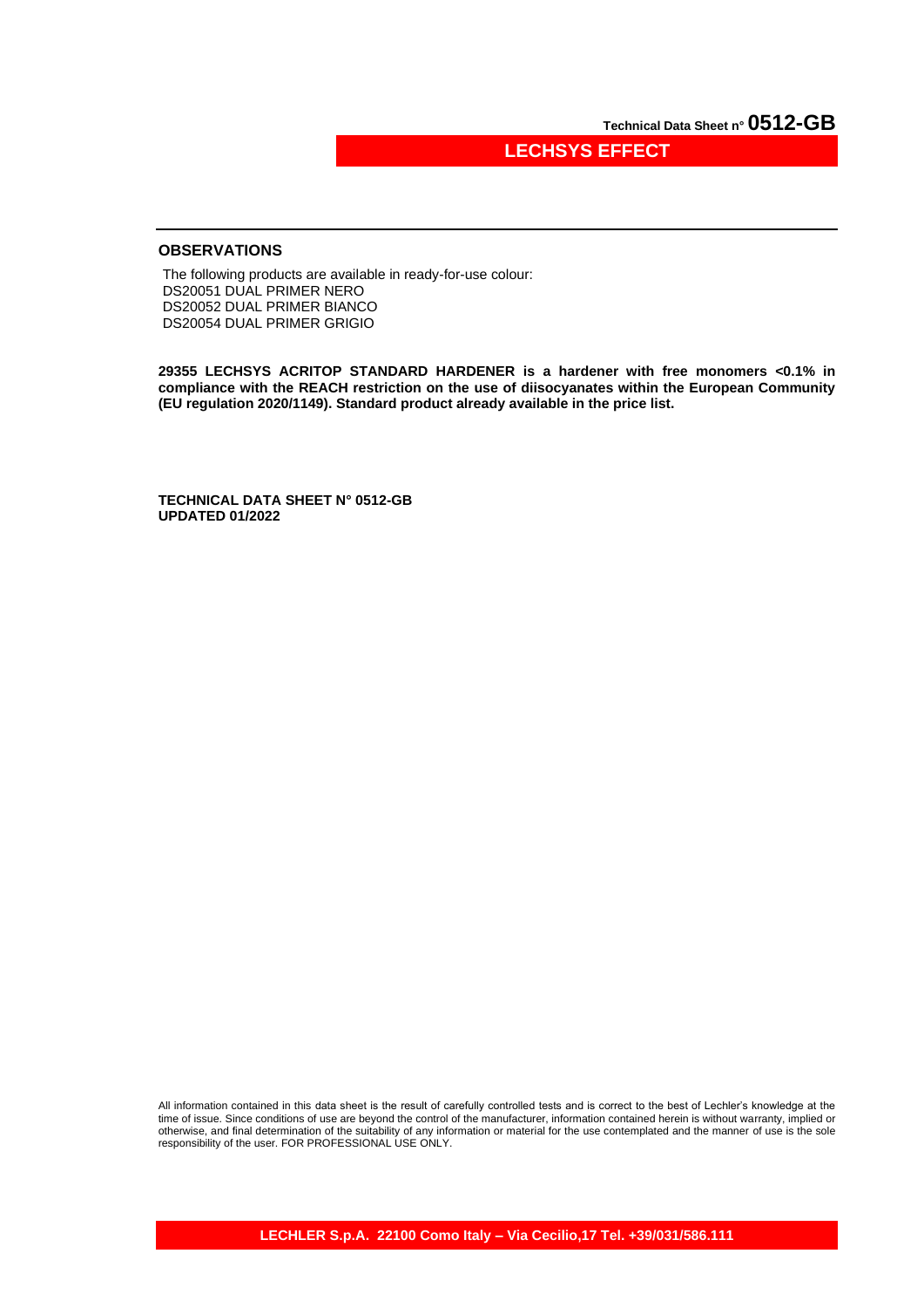## OBSERVATIONS

The following products are available in ready-for-use colour:
DS20051 DUAL PRIMER NERO
DS20052 DUAL PRIMER BIANCO
DS20054 DUAL PRIMER GRIGIO

**29355 LECHSYS ACRITOP STANDARD HARDENER is a hardener with free monomers <0.1% in compliance with the REACH restriction on the use of diisocyanates within the European Community (EU regulation 2020/1149). Standard product already available in the price list.**

**TECHNICAL DATA SHEET N° 0512-GB**
**UPDATED 01/2022**

All information contained in this data sheet is the result of carefully controlled tests and is correct to the best of Lechler's knowledge at the time of issue. Since conditions of use are beyond the control of the manufacturer, information contained herein is without warranty, implied or otherwise, and final determination of the suitability of any information or material for the use contemplated and the manner of use is the sole responsibility of the user. FOR PROFESSIONAL USE ONLY.